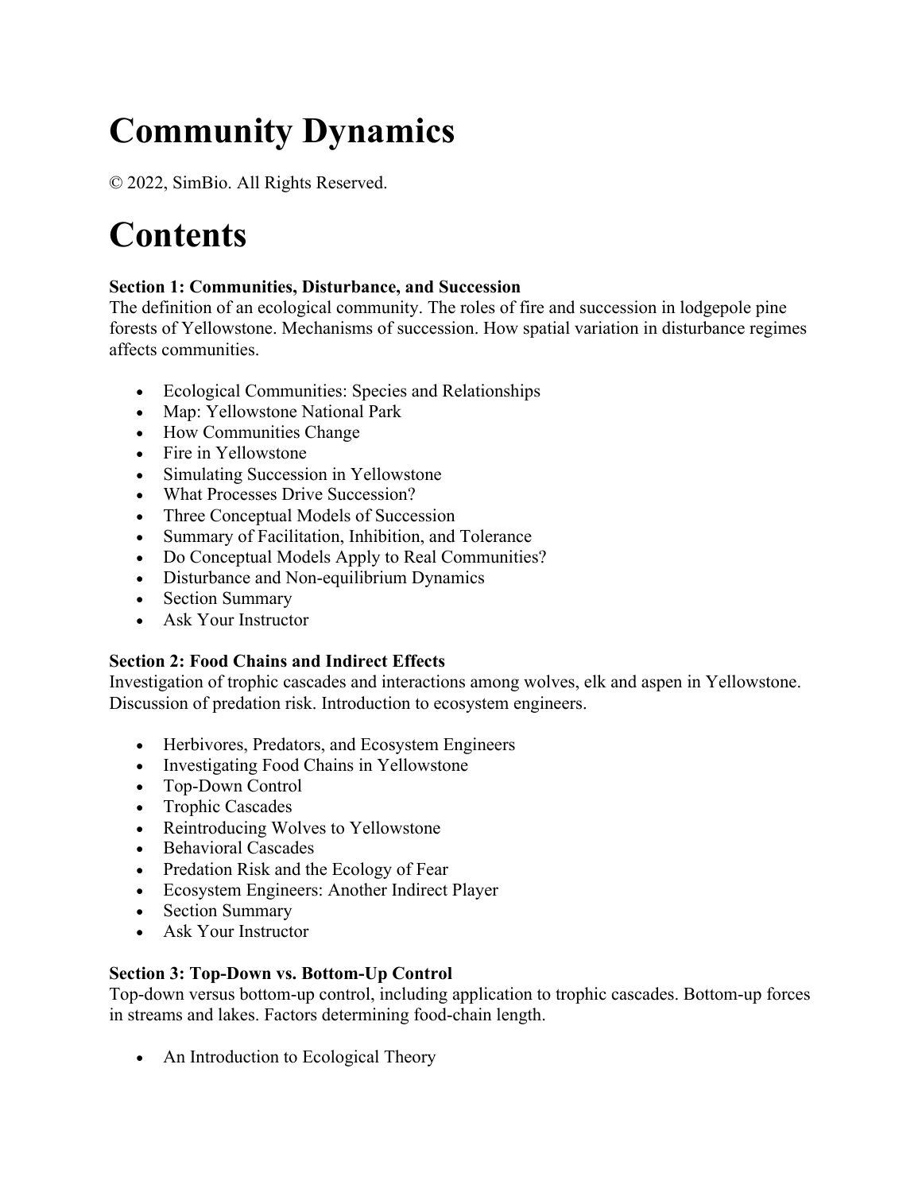# Community Dynamics

© 2022, SimBio. All Rights Reserved.

# Contents

**Section 1: Communities, Disturbance, and Succession**
The definition of an ecological community. The roles of fire and succession in lodgepole pine forests of Yellowstone. Mechanisms of succession. How spatial variation in disturbance regimes affects communities.

- Ecological Communities: Species and Relationships
- Map: Yellowstone National Park
- How Communities Change
- Fire in Yellowstone
- Simulating Succession in Yellowstone
- What Processes Drive Succession?
- Three Conceptual Models of Succession
- Summary of Facilitation, Inhibition, and Tolerance
- Do Conceptual Models Apply to Real Communities?
- Disturbance and Non-equilibrium Dynamics
- Section Summary
- Ask Your Instructor

**Section 2: Food Chains and Indirect Effects**
Investigation of trophic cascades and interactions among wolves, elk and aspen in Yellowstone. Discussion of predation risk. Introduction to ecosystem engineers.

- Herbivores, Predators, and Ecosystem Engineers
- Investigating Food Chains in Yellowstone
- Top-Down Control
- Trophic Cascades
- Reintroducing Wolves to Yellowstone
- Behavioral Cascades
- Predation Risk and the Ecology of Fear
- Ecosystem Engineers: Another Indirect Player
- Section Summary
- Ask Your Instructor

**Section 3: Top-Down vs. Bottom-Up Control**
Top-down versus bottom-up control, including application to trophic cascades. Bottom-up forces in streams and lakes. Factors determining food-chain length.

- An Introduction to Ecological Theory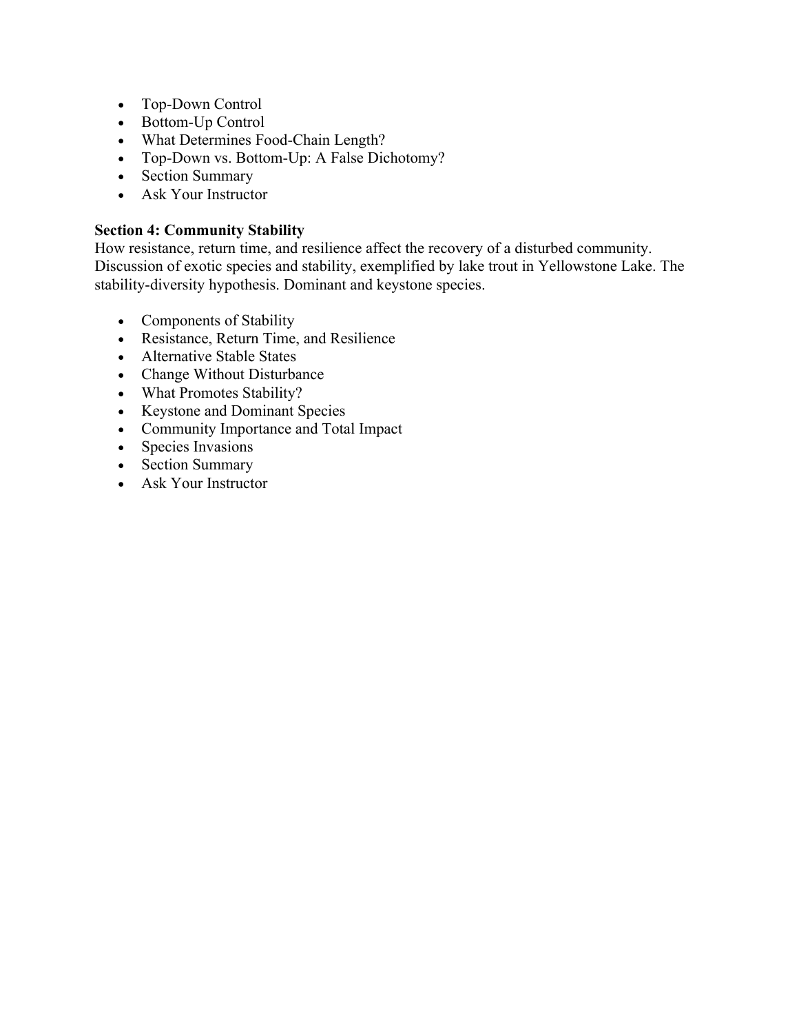- Top-Down Control
- Bottom-Up Control
- What Determines Food-Chain Length?
- Top-Down vs. Bottom-Up: A False Dichotomy?
- Section Summary
- Ask Your Instructor

**Section 4: Community Stability**
How resistance, return time, and resilience affect the recovery of a disturbed community. Discussion of exotic species and stability, exemplified by lake trout in Yellowstone Lake. The stability-diversity hypothesis. Dominant and keystone species.

- Components of Stability
- Resistance, Return Time, and Resilience
- Alternative Stable States
- Change Without Disturbance
- What Promotes Stability?
- Keystone and Dominant Species
- Community Importance and Total Impact
- Species Invasions
- Section Summary
- Ask Your Instructor